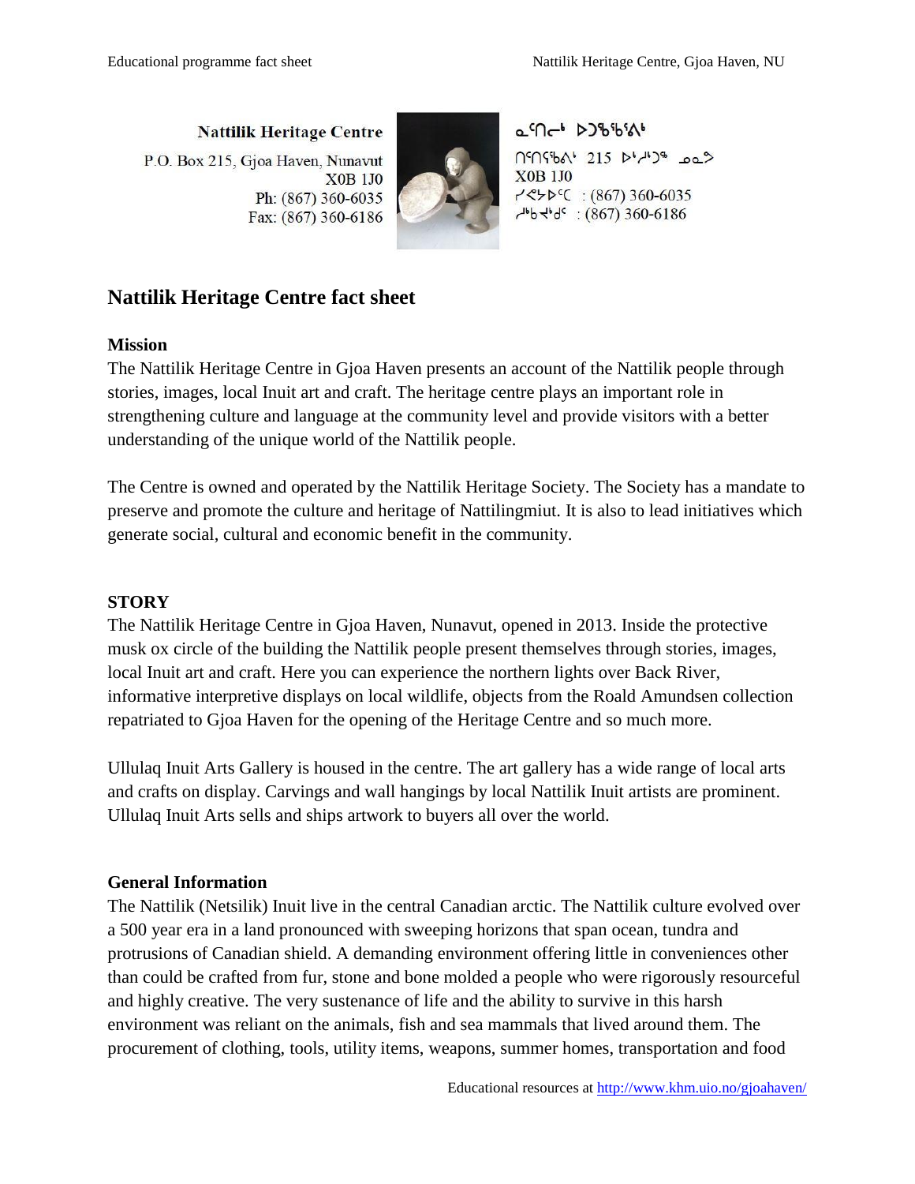Nattilik Heritage Centre
P.O. Box 215, Gjoa Haven, Nunavut
X0B 1J0
Ph: (867) 360-6035
Fax: (867) 360-6186

ᓇᑦᑎᓕᒃ ᐅᑐᖅᑲᖅᕕᒃ
ᑎᑎᕋᖅᕕᒃ 215 ᐅᖅᓱᖅᑐᖅ ᓄᓇᕗ
X0B 1J0
ᓯᕗᐊᓗᐅᑦᑕ : (867) 360-6035
ᓱᒃᑲᐃᒃᑯᑦ : (867) 360-6186

## Nattilik Heritage Centre fact sheet

### Mission

The Nattilik Heritage Centre in Gjoa Haven presents an account of the Nattilik people through stories, images, local Inuit art and craft. The heritage centre plays an important role in strengthening culture and language at the community level and provide visitors with a better understanding of the unique world of the Nattilik people.

The Centre is owned and operated by the Nattilik Heritage Society. The Society has a mandate to preserve and promote the culture and heritage of Nattilingmiut. It is also to lead initiatives which generate social, cultural and economic benefit in the community.

### STORY

The Nattilik Heritage Centre in Gjoa Haven, Nunavut, opened in 2013. Inside the protective musk ox circle of the building the Nattilik people present themselves through stories, images, local Inuit art and craft. Here you can experience the northern lights over Back River, informative interpretive displays on local wildlife, objects from the Roald Amundsen collection repatriated to Gjoa Haven for the opening of the Heritage Centre and so much more.

Ullulaq Inuit Arts Gallery is housed in the centre. The art gallery has a wide range of local arts and crafts on display. Carvings and wall hangings by local Nattilik Inuit artists are prominent. Ullulaq Inuit Arts sells and ships artwork to buyers all over the world.

### General Information

The Nattilik (Netsilik) Inuit live in the central Canadian arctic. The Nattilik culture evolved over a 500 year era in a land pronounced with sweeping horizons that span ocean, tundra and protrusions of Canadian shield. A demanding environment offering little in conveniences other than could be crafted from fur, stone and bone molded a people who were rigorously resourceful and highly creative. The very sustenance of life and the ability to survive in this harsh environment was reliant on the animals, fish and sea mammals that lived around them. The procurement of clothing, tools, utility items, weapons, summer homes, transportation and food

Educational resources at http://www.khm.uio.no/gjoahaven/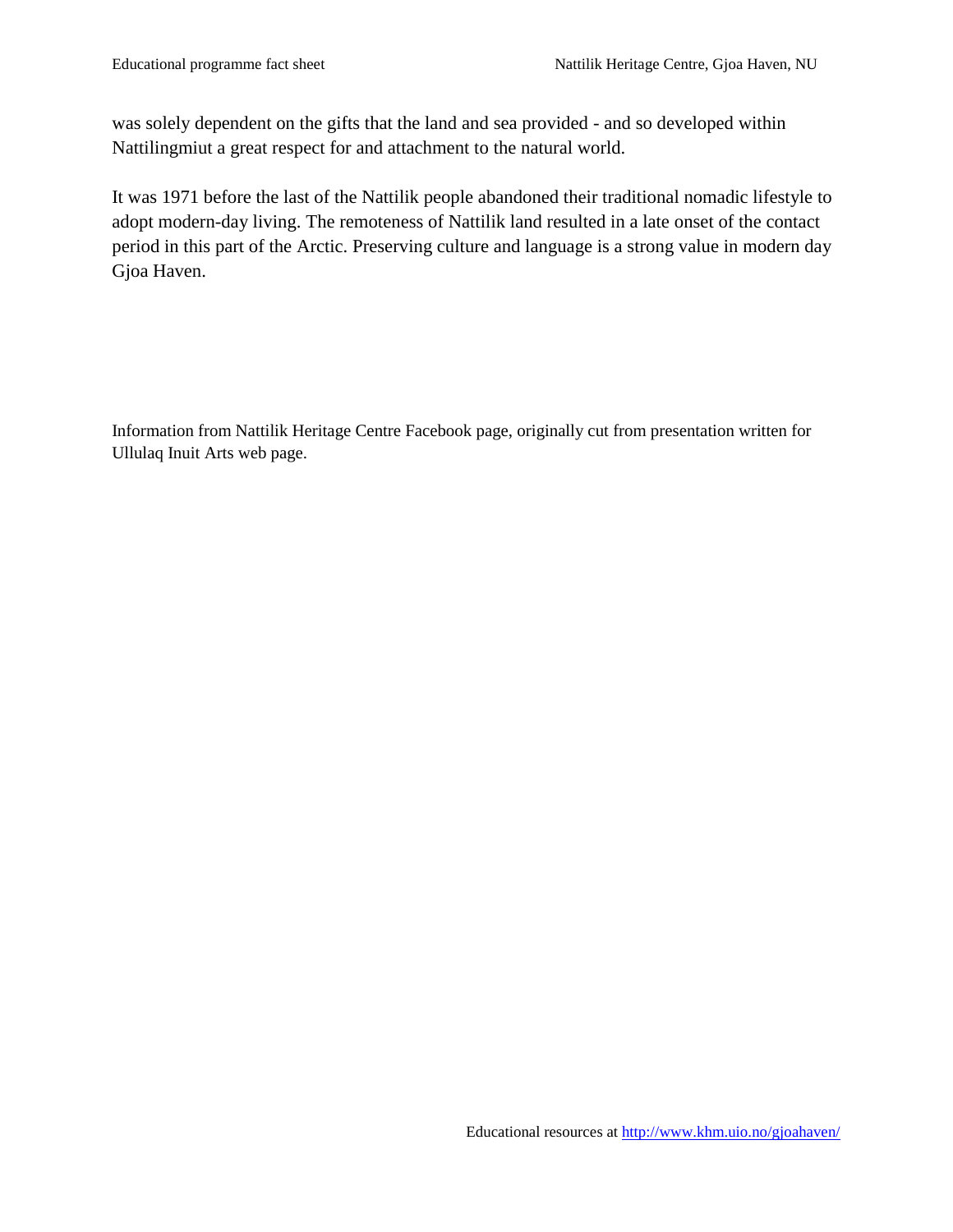was solely dependent on the gifts that the land and sea provided - and so developed within Nattilingmiut a great respect for and attachment to the natural world.

It was 1971 before the last of the Nattilik people abandoned their traditional nomadic lifestyle to adopt modern-day living. The remoteness of Nattilik land resulted in a late onset of the contact period in this part of the Arctic. Preserving culture and language is a strong value in modern day Gjoa Haven.

Information from Nattilik Heritage Centre Facebook page, originally cut from presentation written for Ullulaq Inuit Arts web page.

Educational resources at http://www.khm.uio.no/gjoahaven/